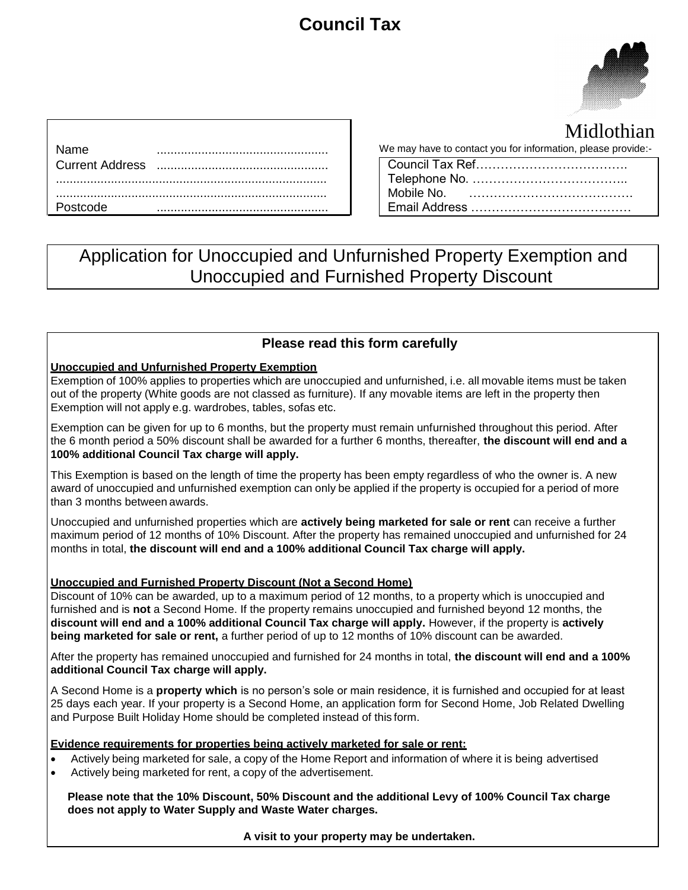# Council Tax

Midlothian

| | |
|---|---|
| Name | .................................................. |
| Current Address | .................................................. |
| ............................................................................... | |
| ............................................................................... | |
| Postcode | .................................................. |

We may have to contact you for information, please provide:-

Council Tax Ref……………………………….
Telephone No. ………………………………..
Mobile No. ………………………………….
Email Address …………………………………

## Application for Unoccupied and Unfurnished Property Exemption and Unoccupied and Furnished Property Discount

### Please read this form carefully

**Unoccupied and Unfurnished Property Exemption**

Exemption of 100% applies to properties which are unoccupied and unfurnished, i.e. all movable items must be taken out of the property (White goods are not classed as furniture). If any movable items are left in the property then Exemption will not apply e.g. wardrobes, tables, sofas etc.

Exemption can be given for up to 6 months, but the property must remain unfurnished throughout this period. After the 6 month period a 50% discount shall be awarded for a further 6 months, thereafter, **the discount will end and a 100% additional Council Tax charge will apply.**

This Exemption is based on the length of time the property has been empty regardless of who the owner is. A new award of unoccupied and unfurnished exemption can only be applied if the property is occupied for a period of more than 3 months between awards.

Unoccupied and unfurnished properties which are **actively being marketed for sale or rent** can receive a further maximum period of 12 months of 10% Discount. After the property has remained unoccupied and unfurnished for 24 months in total, **the discount will end and a 100% additional Council Tax charge will apply.**

**Unoccupied and Furnished Property Discount (Not a Second Home)**

Discount of 10% can be awarded, up to a maximum period of 12 months, to a property which is unoccupied and furnished and is **not** a Second Home. If the property remains unoccupied and furnished beyond 12 months, the **discount will end and a 100% additional Council Tax charge will apply.** However, if the property is **actively being marketed for sale or rent,** a further period of up to 12 months of 10% discount can be awarded.

After the property has remained unoccupied and furnished for 24 months in total, **the discount will end and a 100% additional Council Tax charge will apply.**

A Second Home is a **property which** is no person's sole or main residence, it is furnished and occupied for at least 25 days each year. If your property is a Second Home, an application form for Second Home, Job Related Dwelling and Purpose Built Holiday Home should be completed instead of this form.

**Evidence requirements for properties being actively marketed for sale or rent:**

- Actively being marketed for sale, a copy of the Home Report and information of where it is being advertised
- Actively being marketed for rent, a copy of the advertisement.

**Please note that the 10% Discount, 50% Discount and the additional Levy of 100% Council Tax charge does not apply to Water Supply and Waste Water charges.**

**A visit to your property may be undertaken.**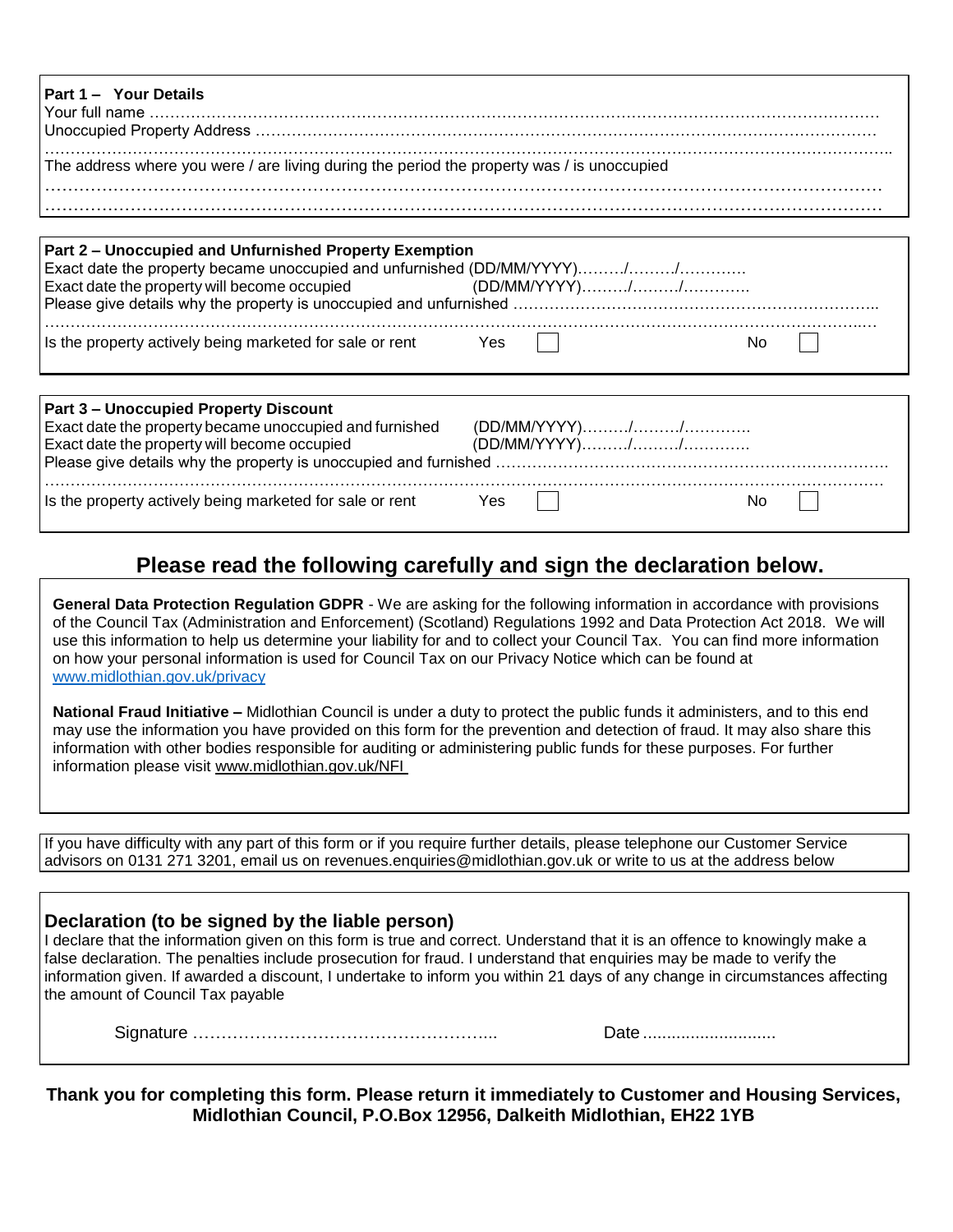## Part 1 – Your Details

Your full name ……………………………………………………………………………………………………………………………

Unoccupied Property Address …………………………………………………………………………………………………………

……………………………………………………………………………………………………………………………………………..

The address where you were / are living during the period the property was / is unoccupied

……………………………………………………………………………………………………………………………………………

……………………………………………………………………………………………………………………………………………

## Part 2 – Unoccupied and Unfurnished Property Exemption

Exact date the property became unoccupied and unfurnished (DD/MM/YYYY)………/………/…………

Exact date the property will become occupied (DD/MM/YYYY)………/………/…………

Please give details why the property is unoccupied and unfurnished …………………………………………………………..

……………………………………………………………………………………………………………………………………………

Is the property actively being marketed for sale or rent Yes ☐ No ☐

## Part 3 – Unoccupied Property Discount

Exact date the property became unoccupied and furnished (DD/MM/YYYY)………/………/…………

Exact date the property will become occupied (DD/MM/YYYY)………/………/…………

Please give details why the property is unoccupied and furnished ………………………………………………………………

……………………………………………………………………………………………………………………………………………

Is the property actively being marketed for sale or rent Yes ☐ No ☐

## Please read the following carefully and sign the declaration below.

**General Data Protection Regulation GDPR** - We are asking for the following information in accordance with provisions of the Council Tax (Administration and Enforcement) (Scotland) Regulations 1992 and Data Protection Act 2018. We will use this information to help us determine your liability for and to collect your Council Tax. You can find more information on how your personal information is used for Council Tax on our Privacy Notice which can be found at www.midlothian.gov.uk/privacy

**National Fraud Initiative –** Midlothian Council is under a duty to protect the public funds it administers, and to this end may use the information you have provided on this form for the prevention and detection of fraud. It may also share this information with other bodies responsible for auditing or administering public funds for these purposes. For further information please visit www.midlothian.gov.uk/NFI

If you have difficulty with any part of this form or if you require further details, please telephone our Customer Service advisors on 0131 271 3201, email us on revenues.enquiries@midlothian.gov.uk or write to us at the address below

## Declaration (to be signed by the liable person)

I declare that the information given on this form is true and correct. Understand that it is an offence to knowingly make a false declaration. The penalties include prosecution for fraud. I understand that enquiries may be made to verify the information given. If awarded a discount, I undertake to inform you within 21 days of any change in circumstances affecting the amount of Council Tax payable

Signature ……………………………………………... Date ............................

**Thank you for completing this form. Please return it immediately to Customer and Housing Services, Midlothian Council, P.O.Box 12956, Dalkeith Midlothian, EH22 1YB**